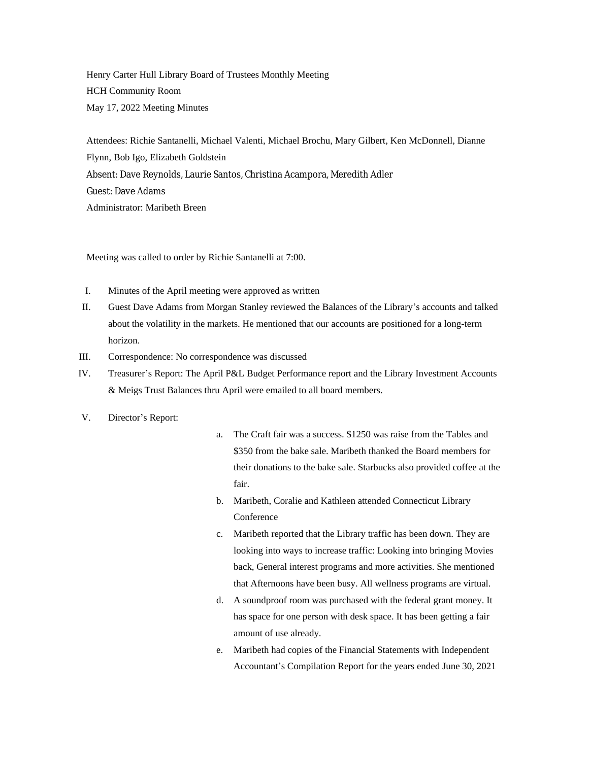Henry Carter Hull Library Board of Trustees Monthly Meeting

HCH Community Room

May 17, 2022 Meeting Minutes

Attendees: Richie Santanelli, Michael Valenti, Michael Brochu, Mary Gilbert, Ken McDonnell, Dianne Flynn, Bob Igo, Elizabeth Goldstein

Absent: Dave Reynolds, Laurie Santos, Christina Acampora, Meredith Adler

Guest: Dave Adams

Administrator: Maribeth Breen

Meeting was called to order by Richie Santanelli at 7:00.

I. Minutes of the April meeting were approved as written

II. Guest Dave Adams from Morgan Stanley reviewed the Balances of the Library's accounts and talked about the volatility in the markets. He mentioned that our accounts are positioned for a long-term horizon.

III. Correspondence: No correspondence was discussed

IV. Treasurer's Report: The April P&L Budget Performance report and the Library Investment Accounts & Meigs Trust Balances thru April were emailed to all board members.

V. Director's Report:

   a. The Craft fair was a success. $1250 was raise from the Tables and $350 from the bake sale. Maribeth thanked the Board members for their donations to the bake sale. Starbucks also provided coffee at the fair.

   b. Maribeth, Coralie and Kathleen attended Connecticut Library Conference

   c. Maribeth reported that the Library traffic has been down. They are looking into ways to increase traffic: Looking into bringing Movies back, General interest programs and more activities. She mentioned that Afternoons have been busy. All wellness programs are virtual.

   d. A soundproof room was purchased with the federal grant money. It has space for one person with desk space. It has been getting a fair amount of use already.

   e. Maribeth had copies of the Financial Statements with Independent Accountant's Compilation Report for the years ended June 30, 2021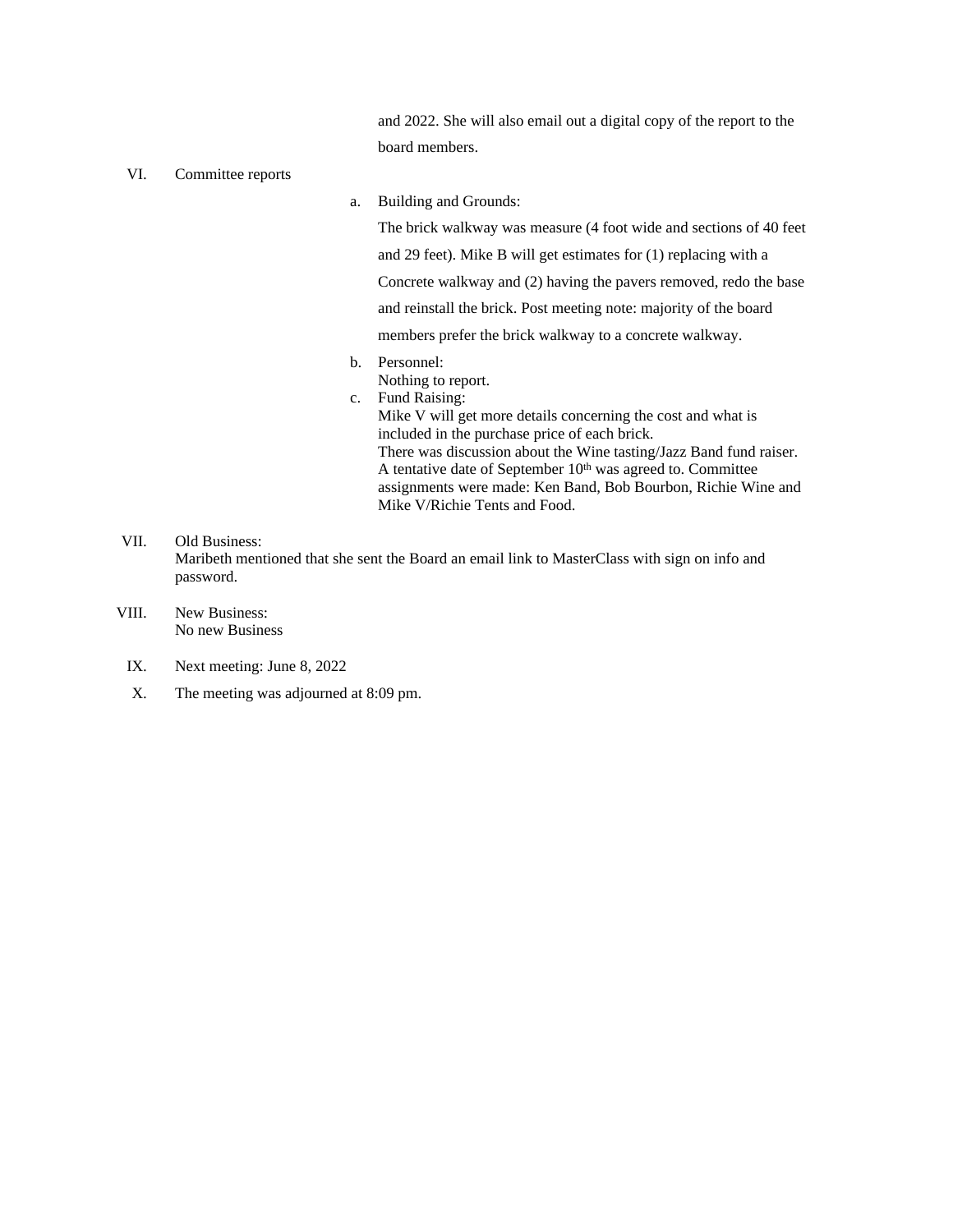and 2022. She will also email out a digital copy of the report to the board members.

VI. Committee reports

   a. Building and Grounds:

      The brick walkway was measure (4 foot wide and sections of 40 feet and 29 feet). Mike B will get estimates for (1) replacing with a Concrete walkway and (2) having the pavers removed, redo the base and reinstall the brick. Post meeting note: majority of the board members prefer the brick walkway to a concrete walkway.

   b. Personnel:
      Nothing to report.

   c. Fund Raising:
      Mike V will get more details concerning the cost and what is included in the purchase price of each brick.
      There was discussion about the Wine tasting/Jazz Band fund raiser. A tentative date of September 10th was agreed to. Committee assignments were made: Ken Band, Bob Bourbon, Richie Wine and Mike V/Richie Tents and Food.

VII. Old Business:
Maribeth mentioned that she sent the Board an email link to MasterClass with sign on info and password.

VIII. New Business:
No new Business

IX. Next meeting: June 8, 2022

X. The meeting was adjourned at 8:09 pm.